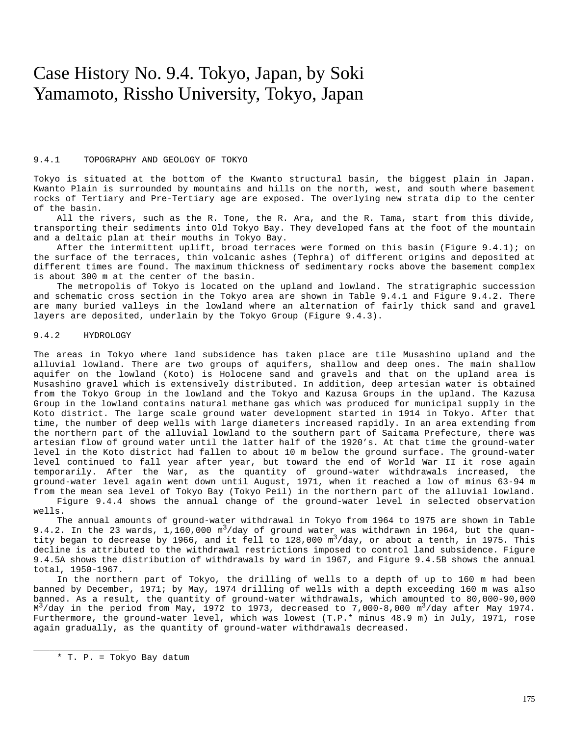# Case History No. 9.4. Tokyo, Japan, by Soki Yamamoto, Rissho University, Tokyo, Japan

## 9.4.1 TOPOGRAPHY AND GEOLOGY OF TOKYO

Tokyo is situated at the bottom of the Kwanto structural basin, the biggest plain in Japan. Kwanto Plain is surrounded by mountains and hills on the north, west, and south where basement rocks of Tertiary and Pre-Tertiary age are exposed. The overlying new strata dip to the center of the basin.

All the rivers, such as the R. Tone, the R. Ara, and the R. Tama, start from this divide, transporting their sediments into Old Tokyo Bay. They developed fans at the foot of the mountain and a deltaic plan at their mouths in Tokyo Bay.

After the intermittent uplift, broad terraces were formed on this basin (Figure 9.4.1); on the surface of the terraces, thin volcanic ashes (Tephra) of different origins and deposited at different times are found. The maximum thickness of sedimentary rocks above the basement complex is about 300 m at the center of the basin.

The metropolis of Tokyo is located on the upland and lowland. The stratigraphic succession and schematic cross section in the Tokyo area are shown in Table 9.4.1 and Figure 9.4.2. There are many buried valleys in the lowland where an alternation of fairly thick sand and gravel layers are deposited, underlain by the Tokyo Group (Figure 9.4.3).

## 9.4.2 HYDROLOGY

The areas in Tokyo where land subsidence has taken place are tile Musashino upland and the alluvial lowland. There are two groups of aquifers, shallow and deep ones. The main shallow aquifer on the lowland (Koto) is Holocene sand and gravels and that on the upland area is Musashino gravel which is extensively distributed. In addition, deep artesian water is obtained from the Tokyo Group in the lowland and the Tokyo and Kazusa Groups in the upland. The Kazusa Group in the lowland contains natural methane gas which was produced for municipal supply in the Koto district. The large scale ground water development started in 1914 in Tokyo. After that time, the number of deep wells with large diameters increased rapidly. In an area extending from the northern part of the alluvial lowland to the southern part of Saitama Prefecture, there was artesian flow of ground water until the latter half of the 1920's. At that time the ground-water level in the Koto district had fallen to about 10 m below the ground surface. The ground-water level continued to fall year after year, but toward the end of World War II it rose again temporarily. After the War, as the quantity of ground-water withdrawals increased, the ground-water level again went down until August, 1971, when it reached a low of minus 63-94 m from the mean sea level of Tokyo Bay (Tokyo Peil) in the northern part of the alluvial lowland.

Figure 9.4.4 shows the annual change of the ground-water level in selected observation wells.

The annual amounts of ground-water withdrawal in Tokyo from 1964 to 1975 are shown in Table 9.4.2. In the 23 wards, 1,160,000 $m^3$/day of ground water was withdrawn in 1964, but the quantity began to decrease by 1966, and it fell to 128,000 $m^3$/day, or about a tenth, in 1975. This decline is attributed to the withdrawal restrictions imposed to control land subsidence. Figure 9.4.5A shows the distribution of withdrawals by ward in 1967, and Figure 9.4.5B shows the annual total, 1950-1967.

In the northern part of Tokyo, the drilling of wells to a depth of up to 160 m had been banned by December, 1971; by May, 1974 drilling of wells with a depth exceeding 160 m was also banned. As a result, the quantity of ground-water withdrawals, which amounted to 80,000-90,000 $M^3$/day in the period from May, 1972 to 1973, decreased to 7,000-8,000 $m^3$/day after May 1974. Furthermore, the ground-water level, which was lowest (T.P.* minus 48.9 m) in July, 1971, rose again gradually, as the quantity of ground-water withdrawals decreased.

---

\* T. P. = Tokyo Bay datum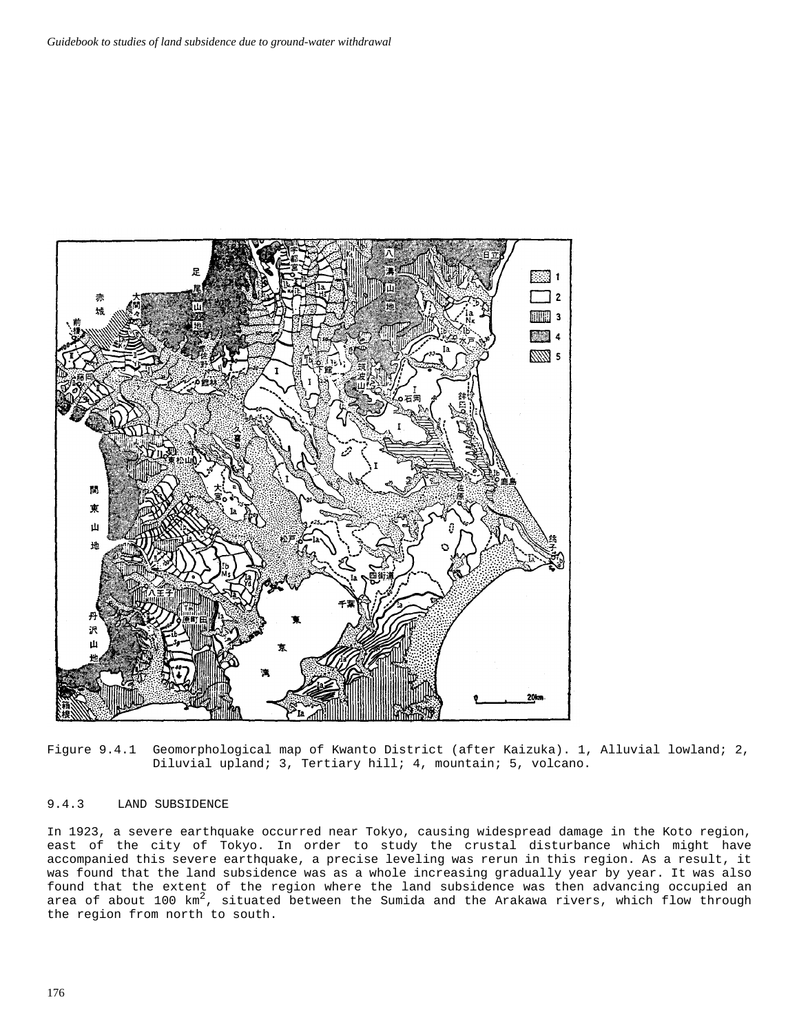Figure 9.4.1 Geomorphological map of Kwanto District (after Kaizuka). 1, Alluvial lowland; 2, Diluvial upland; 3, Tertiary hill; 4, mountain; 5, volcano.

### 9.4.3 LAND SUBSIDENCE

In 1923, a severe earthquake occurred near Tokyo, causing widespread damage in the Koto region, east of the city of Tokyo. In order to study the crustal disturbance which might have accompanied this severe earthquake, a precise leveling was rerun in this region. As a result, it was found that the land subsidence was as a whole increasing gradually year by year. It was also found that the extent of the region where the land subsidence was then advancing occupied an area of about 100 $km^2$, situated between the Sumida and the Arakawa rivers, which flow through the region from north to south.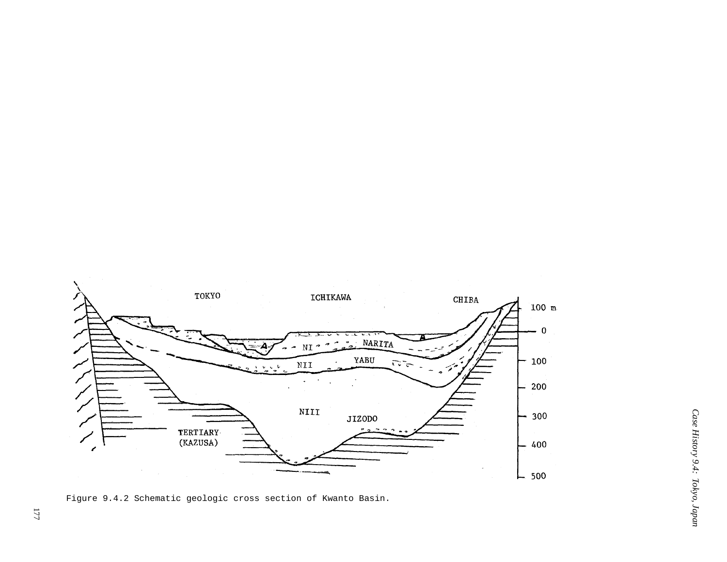Figure 9.4.2 Schematic geologic cross section of Kwanto Basin.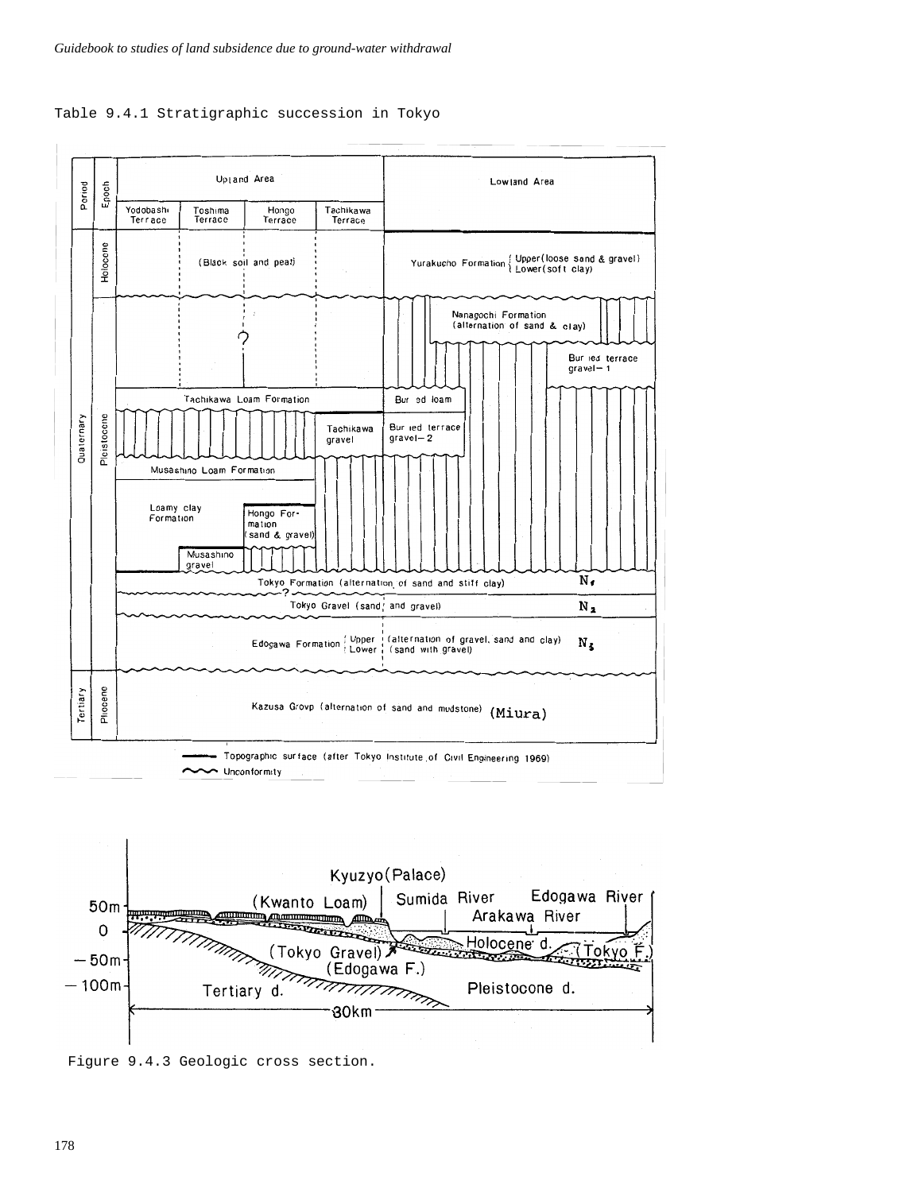Table 9.4.1 Stratigraphic succession in Tokyo

| Period | Epoch | Upland Area: Yodobashi Terrace | Toshima Terrace | Hongo Terrace | Tachikawa Terrace | Lowland Area |
|---|---|---|---|---|---|---|
| Quaternary | Holocene | (Black soil and peat) | | | | Yurakucho Formation { Upper (loose sand & gravel) Lower (soft clay) |
| | Pleistocene | ? | | | | Nanagochi Formation (alternation of sand & clay); Buried terrace gravel−1 |
| | | Tachikawa Loam Formation | | | | Buried loam |
| | | | | | Tachikawa gravel | Buried terrace gravel−2 |
| | | Musashino Loam Formation | | | | |
| | | Loamy clay Formation | | Hongo Formation (sand & gravel) | | |
| | | Musashino gravel | | | | |
| | | Tokyo Formation (alternation of sand and stiff clay) $N_1$ | | | | |
| | | Tokyo Gravel (sand and gravel) $N_2$ | | | | |
| | | Edogawa Formation { Upper (alternation of gravel, sand and clay) Lower (sand with gravel) $N_3$ | | | | |
| Tertiary | Pliocene | Kazusa Group (alternation of sand and mudstone) (Miura) | | | | |

—— Topographic surface (after Tokyo Institute of Civil Engineering 1969)

〰 Unconformity

Figure 9.4.3 Geologic cross section.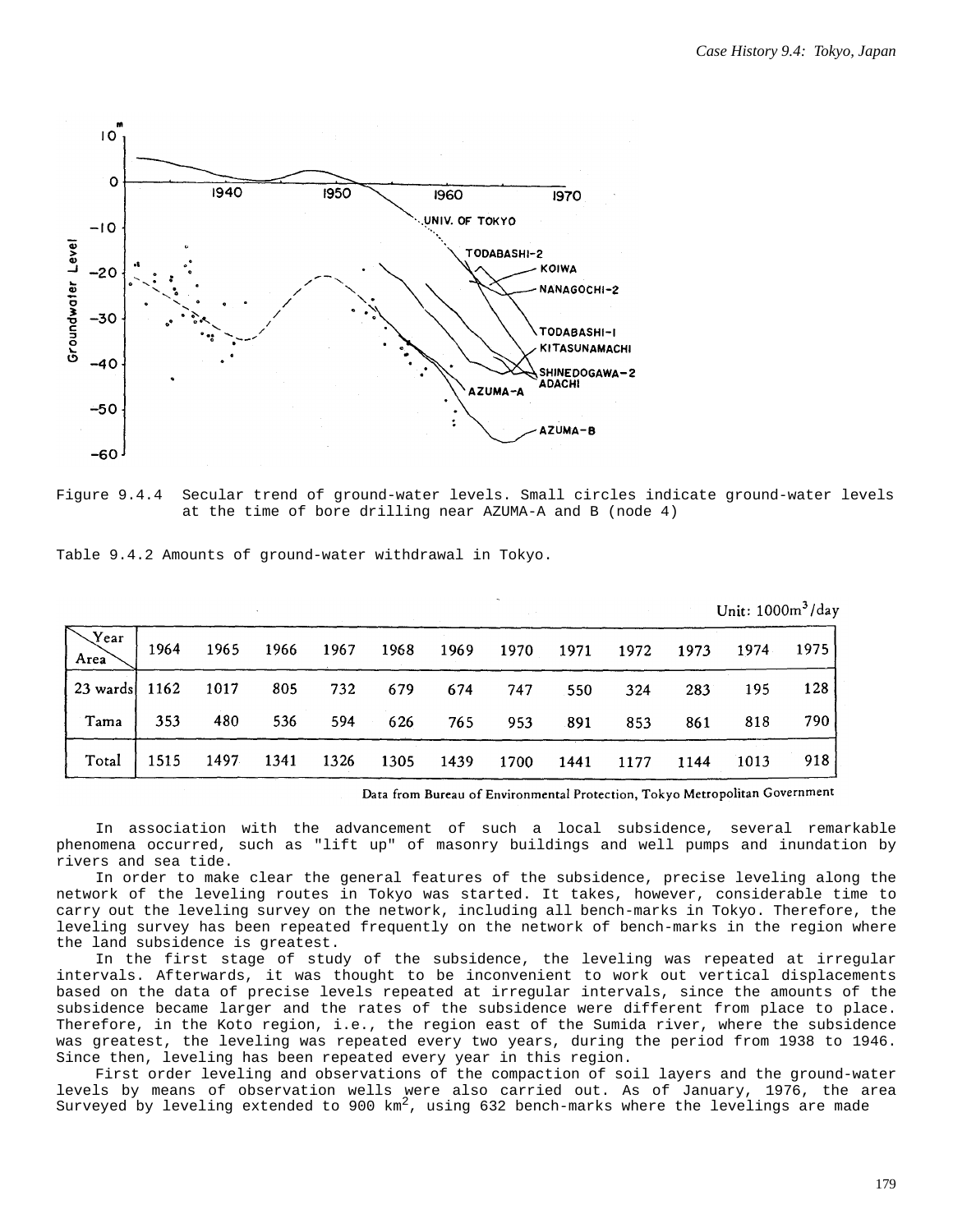Figure 9.4.4 Secular trend of ground-water levels. Small circles indicate ground-water levels at the time of bore drilling near AZUMA-A and B (node 4)

Table 9.4.2 Amounts of ground-water withdrawal in Tokyo.

Unit: 1000m$^3$/day

| Year / Area | 1964 | 1965 | 1966 | 1967 | 1968 | 1969 | 1970 | 1971 | 1972 | 1973 | 1974 | 1975 |
|---|---|---|---|---|---|---|---|---|---|---|---|---|
| 23 wards | 1162 | 1017 | 805 | 732 | 679 | 674 | 747 | 550 | 324 | 283 | 195 | 128 |
| Tama | 353 | 480 | 536 | 594 | 626 | 765 | 953 | 891 | 853 | 861 | 818 | 790 |
| Total | 1515 | 1497 | 1341 | 1326 | 1305 | 1439 | 1700 | 1441 | 1177 | 1144 | 1013 | 918 |

Data from Bureau of Environmental Protection, Tokyo Metropolitan Government

In association with the advancement of such a local subsidence, several remarkable phenomena occurred, such as "lift up" of masonry buildings and well pumps and inundation by rivers and sea tide.

In order to make clear the general features of the subsidence, precise leveling along the network of the leveling routes in Tokyo was started. It takes, however, considerable time to carry out the leveling survey on the network, including all bench-marks in Tokyo. Therefore, the leveling survey has been repeated frequently on the network of bench-marks in the region where the land subsidence is greatest.

In the first stage of study of the subsidence, the leveling was repeated at irregular intervals. Afterwards, it was thought to be inconvenient to work out vertical displacements based on the data of precise levels repeated at irregular intervals, since the amounts of the subsidence became larger and the rates of the subsidence were different from place to place. Therefore, in the Koto region, i.e., the region east of the Sumida river, where the subsidence was greatest, the leveling was repeated every two years, during the period from 1938 to 1946. Since then, leveling has been repeated every year in this region.

First order leveling and observations of the compaction of soil layers and the ground-water levels by means of observation wells were also carried out. As of January, 1976, the area Surveyed by leveling extended to 900 km$^2$, using 632 bench-marks where the levelings are made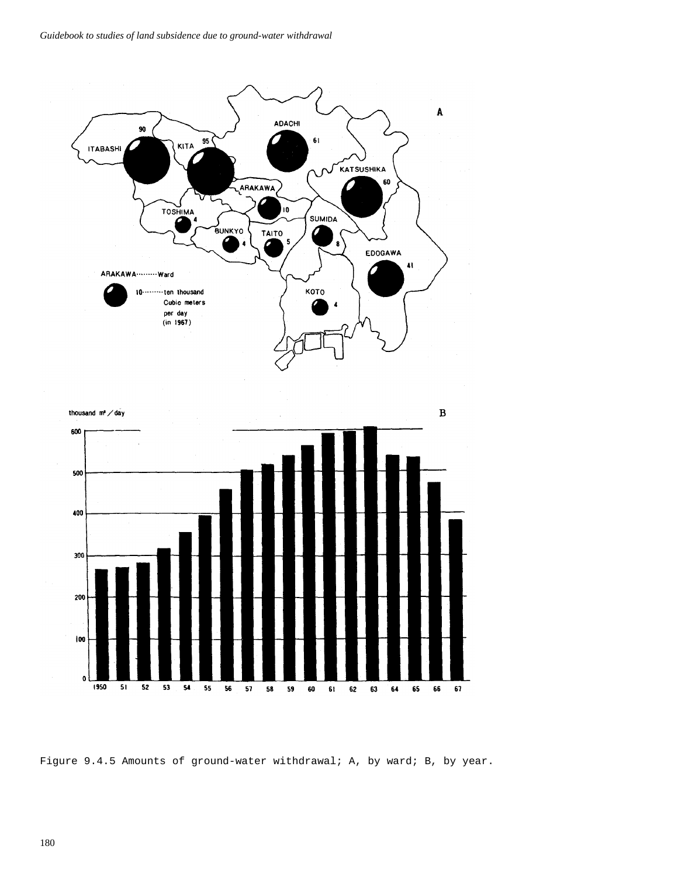Figure 9.4.5 Amounts of ground-water withdrawal; A, by ward; B, by year.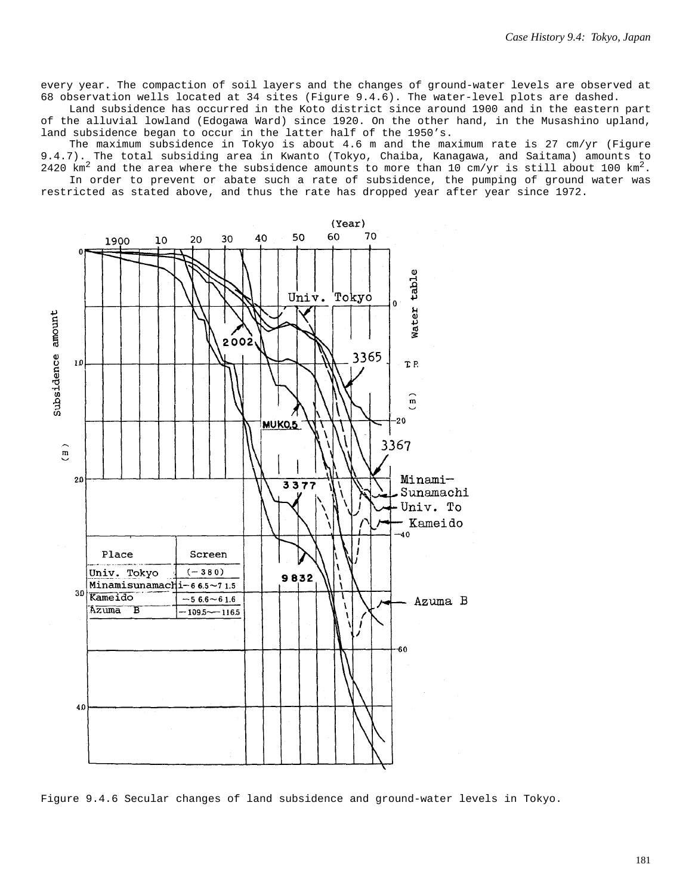every year. The compaction of soil layers and the changes of ground-water levels are observed at 68 observation wells located at 34 sites (Figure 9.4.6). The water-level plots are dashed.

Land subsidence has occurred in the Koto district since around 1900 and in the eastern part of the alluvial lowland (Edogawa Ward) since 1920. On the other hand, in the Musashino upland, land subsidence began to occur in the latter half of the 1950's.

The maximum subsidence in Tokyo is about 4.6 m and the maximum rate is 27 cm/yr (Figure 9.4.7). The total subsiding area in Kwanto (Tokyo, Chaiba, Kanagawa, and Saitama) amounts to 2420 km$^2$ and the area where the subsidence amounts to more than 10 cm/yr is still about 100 km$^2$.

In order to prevent or abate such a rate of subsidence, the pumping of ground water was restricted as stated above, and thus the rate has dropped year after year since 1972.

| Place | Screen |
|---|---|
| Univ. Tokyo | (−380) |
| Minamisunamachi | −66.5∼71.5 |
| Kameido | −56.6∼61.6 |
| Azuma B | −109.5∼−116.5 |

Figure 9.4.6 Secular changes of land subsidence and ground-water levels in Tokyo.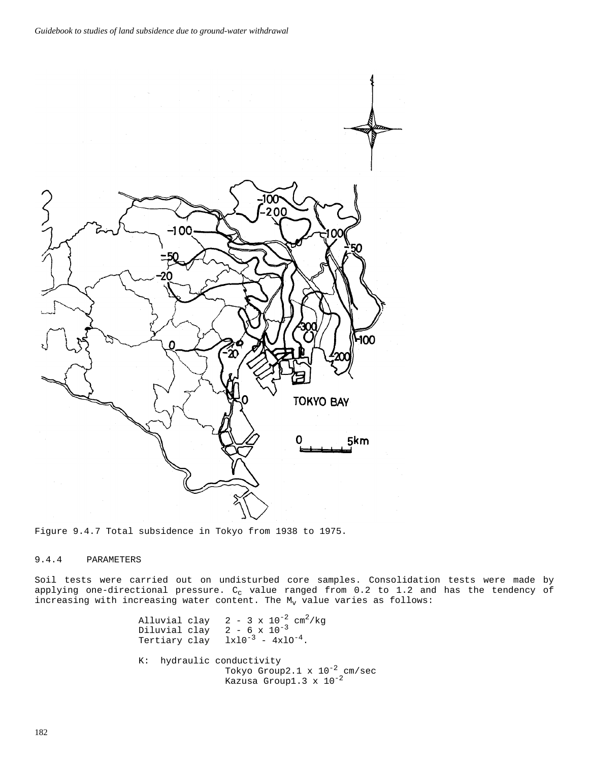Figure 9.4.7 Total subsidence in Tokyo from 1938 to 1975.

## 9.4.4 PARAMETERS

Soil tests were carried out on undisturbed core samples. Consolidation tests were made by applying one-directional pressure. $C_c$ value ranged from 0.2 to 1.2 and has the tendency of increasing with increasing water content. The $M_v$ value varies as follows:

Alluvial clay $2 - 3 \times 10^{-2}$ $cm^2/kg$
Diluvial clay $2 - 6 \times 10^{-3}$
Tertiary clay $1 \times 10^{-3} - 4 \times 10^{-4}$.

K: hydraulic conductivity
Tokyo Group $2.1 \times 10^{-2}$ cm/sec
Kazusa Group $1.3 \times 10^{-2}$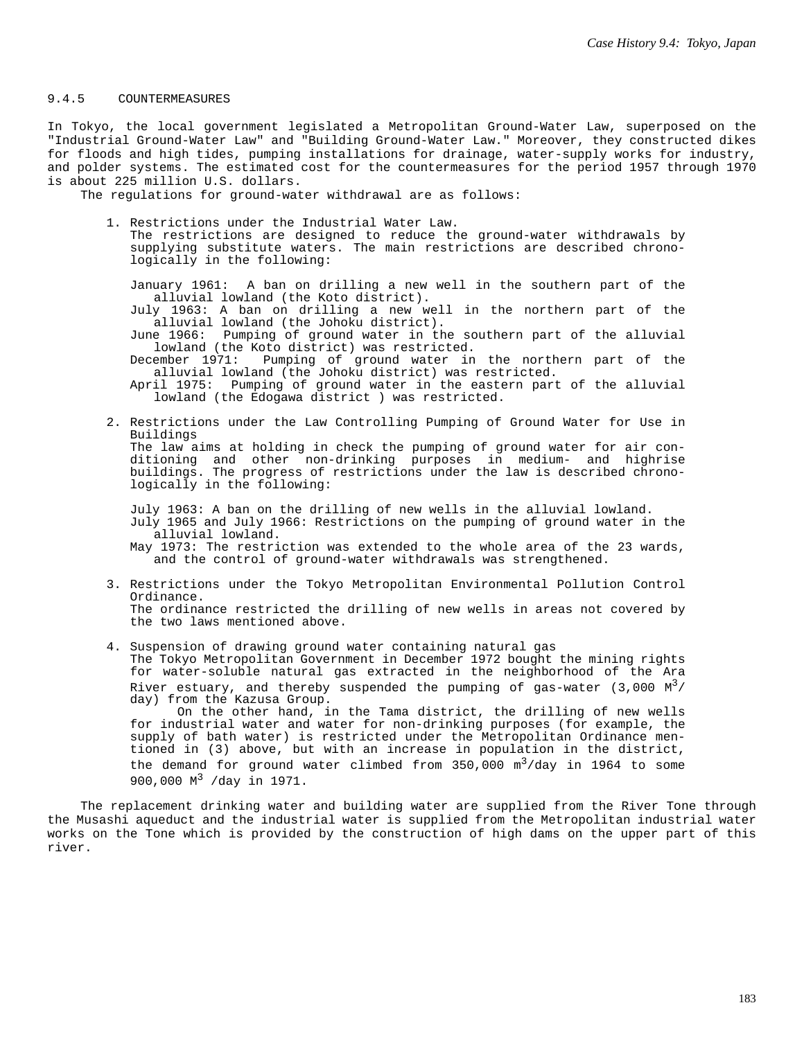### 9.4.5 COUNTERMEASURES

In Tokyo, the local government legislated a Metropolitan Ground-Water Law, superposed on the "Industrial Ground-Water Law" and "Building Ground-Water Law." Moreover, they constructed dikes for floods and high tides, pumping installations for drainage, water-supply works for industry, and polder systems. The estimated cost for the countermeasures for the period 1957 through 1970 is about 225 million U.S. dollars.

The regulations for ground-water withdrawal are as follows:

1. Restrictions under the Industrial Water Law.
   The restrictions are designed to reduce the ground-water withdrawals by supplying substitute waters. The main restrictions are described chronologically in the following:

   January 1961: A ban on drilling a new well in the southern part of the alluvial lowland (the Koto district).
   July 1963: A ban on drilling a new well in the northern part of the alluvial lowland (the Johoku district).
   June 1966: Pumping of ground water in the southern part of the alluvial lowland (the Koto district) was restricted.
   December 1971: Pumping of ground water in the northern part of the alluvial lowland (the Johoku district) was restricted.
   April 1975: Pumping of ground water in the eastern part of the alluvial lowland (the Edogawa district ) was restricted.

2. Restrictions under the Law Controlling Pumping of Ground Water for Use in Buildings
   The law aims at holding in check the pumping of ground water for air conditioning and other non-drinking purposes in medium- and highrise buildings. The progress of restrictions under the law is described chronologically in the following:

   July 1963: A ban on the drilling of new wells in the alluvial lowland.
   July 1965 and July 1966: Restrictions on the pumping of ground water in the alluvial lowland.
   May 1973: The restriction was extended to the whole area of the 23 wards, and the control of ground-water withdrawals was strengthened.

3. Restrictions under the Tokyo Metropolitan Environmental Pollution Control Ordinance.
   The ordinance restricted the drilling of new wells in areas not covered by the two laws mentioned above.

4. Suspension of drawing ground water containing natural gas
   The Tokyo Metropolitan Government in December 1972 bought the mining rights for water-soluble natural gas extracted in the neighborhood of the Ara River estuary, and thereby suspended the pumping of gas-water (3,000 $M^3$/day) from the Kazusa Group.

   On the other hand, in the Tama district, the drilling of new wells for industrial water and water for non-drinking purposes (for example, the supply of bath water) is restricted under the Metropolitan Ordinance mentioned in (3) above, but with an increase in population in the district, the demand for ground water climbed from 350,000 $m^3$/day in 1964 to some 900,000 $M^3$ /day in 1971.

The replacement drinking water and building water are supplied from the River Tone through the Musashi aqueduct and the industrial water is supplied from the Metropolitan industrial water works on the Tone which is provided by the construction of high dams on the upper part of this river.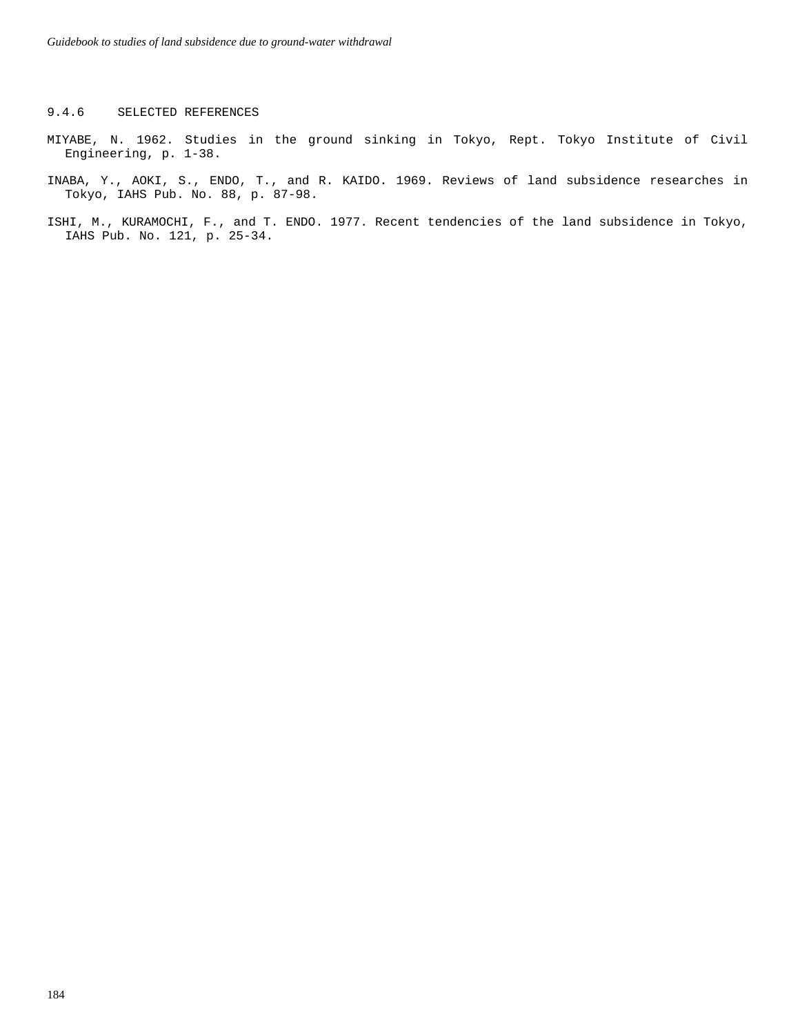### 9.4.6 SELECTED REFERENCES

MIYABE, N. 1962. Studies in the ground sinking in Tokyo, Rept. Tokyo Institute of Civil Engineering, p. 1-38.

INABA, Y., AOKI, S., ENDO, T., and R. KAIDO. 1969. Reviews of land subsidence researches in Tokyo, IAHS Pub. No. 88, p. 87-98.

ISHI, M., KURAMOCHI, F., and T. ENDO. 1977. Recent tendencies of the land subsidence in Tokyo, IAHS Pub. No. 121, p. 25-34.